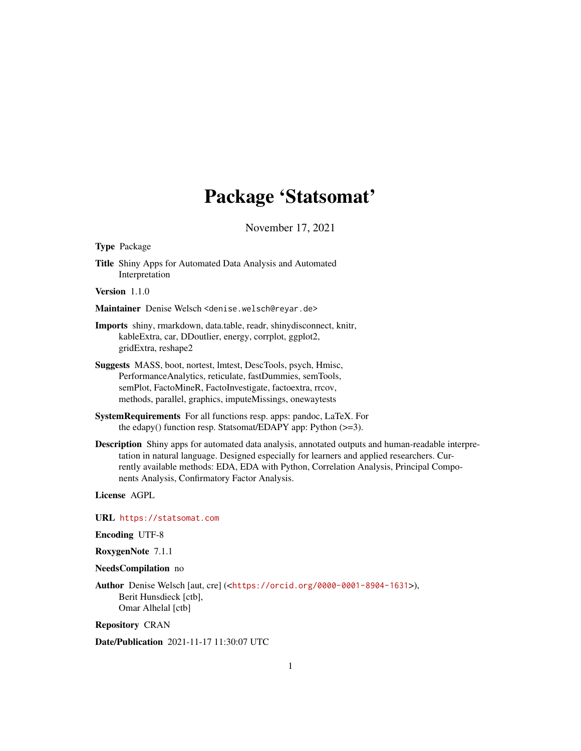# Package 'Statsomat'

November 17, 2021

**Type** Package

**Title** Shiny Apps for Automated Data Analysis and Automated Interpretation

**Version** 1.1.0

**Maintainer** Denise Welsch <denise.welsch@reyar.de>

**Imports** shiny, rmarkdown, data.table, readr, shinydisconnect, knitr, kableExtra, car, DDoutlier, energy, corrplot, ggplot2, gridExtra, reshape2

**Suggests** MASS, boot, nortest, lmtest, DescTools, psych, Hmisc, PerformanceAnalytics, reticulate, fastDummies, semTools, semPlot, FactoMineR, FactoInvestigate, factoextra, rrcov, methods, parallel, graphics, imputeMissings, onewaytests

**SystemRequirements** For all functions resp. apps: pandoc, LaTeX. For the edapy() function resp. Statsomat/EDAPY app: Python (>=3).

**Description** Shiny apps for automated data analysis, annotated outputs and human-readable interpretation in natural language. Designed especially for learners and applied researchers. Currently available methods: EDA, EDA with Python, Correlation Analysis, Principal Components Analysis, Confirmatory Factor Analysis.

**License** AGPL

**URL** https://statsomat.com

**Encoding** UTF-8

**RoxygenNote** 7.1.1

**NeedsCompilation** no

**Author** Denise Welsch [aut, cre] (<https://orcid.org/0000-0001-8904-1631>), Berit Hunsdieck [ctb], Omar Alhelal [ctb]

**Repository** CRAN

**Date/Publication** 2021-11-17 11:30:07 UTC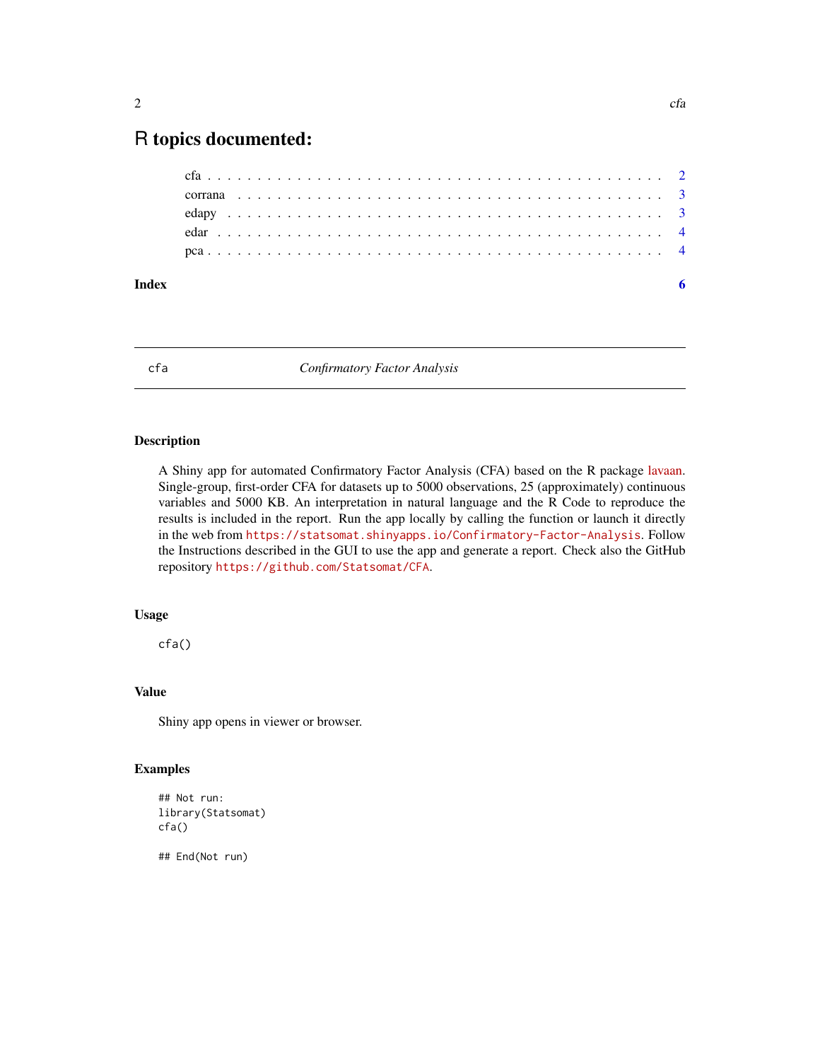# R topics documented:

cfa . . . . . . . . . . . . . . . . . . . . . . . . . . . . . . . . . . . . . . . . . . . 2
corrana . . . . . . . . . . . . . . . . . . . . . . . . . . . . . . . . . . . . . . . . . 3
edapy . . . . . . . . . . . . . . . . . . . . . . . . . . . . . . . . . . . . . . . . . . 3
edar . . . . . . . . . . . . . . . . . . . . . . . . . . . . . . . . . . . . . . . . . . . 4
pca . . . . . . . . . . . . . . . . . . . . . . . . . . . . . . . . . . . . . . . . . . . 4

**Index** **6**

---

## cfa *Confirmatory Factor Analysis*

---

### Description

A Shiny app for automated Confirmatory Factor Analysis (CFA) based on the R package lavaan. Single-group, first-order CFA for datasets up to 5000 observations, 25 (approximately) continuous variables and 5000 KB. An interpretation in natural language and the R Code to reproduce the results is included in the report. Run the app locally by calling the function or launch it directly in the web from `https://statsomat.shinyapps.io/Confirmatory-Factor-Analysis`. Follow the Instructions described in the GUI to use the app and generate a report. Check also the GitHub repository `https://github.com/Statsomat/CFA`.

### Usage

```
cfa()
```

### Value

Shiny app opens in viewer or browser.

### Examples

```
## Not run:
library(Statsomat)
cfa()

## End(Not run)
```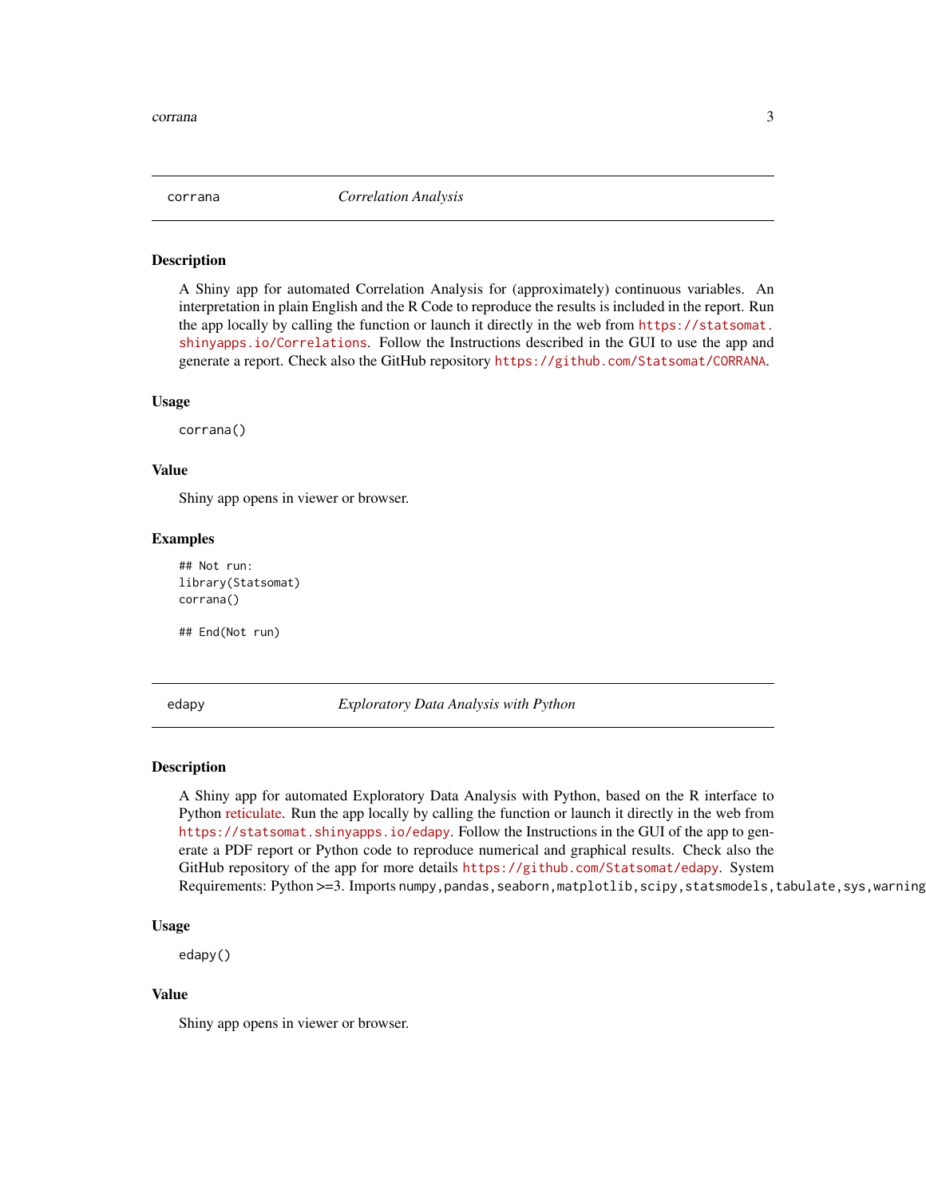## corrana — *Correlation Analysis*

### Description

A Shiny app for automated Correlation Analysis for (approximately) continuous variables. An interpretation in plain English and the R Code to reproduce the results is included in the report. Run the app locally by calling the function or launch it directly in the web from `https://statsomat.shinyapps.io/Correlations`. Follow the Instructions described in the GUI to use the app and generate a report. Check also the GitHub repository `https://github.com/Statsomat/CORRANA`.

### Usage

```
corrana()
```

### Value

Shiny app opens in viewer or browser.

### Examples

```
## Not run:
library(Statsomat)
corrana()

## End(Not run)
```

## edapy — *Exploratory Data Analysis with Python*

### Description

A Shiny app for automated Exploratory Data Analysis with Python, based on the R interface to Python reticulate. Run the app locally by calling the function or launch it directly in the web from `https://statsomat.shinyapps.io/edapy`. Follow the Instructions in the GUI of the app to generate a PDF report or Python code to reproduce numerical and graphical results. Check also the GitHub repository of the app for more details `https://github.com/Statsomat/edapy`. System Requirements: Python >=3. Imports `numpy,pandas,seaborn,matplotlib,scipy,statsmodels,tabulate,sys,warning`

### Usage

```
edapy()
```

### Value

Shiny app opens in viewer or browser.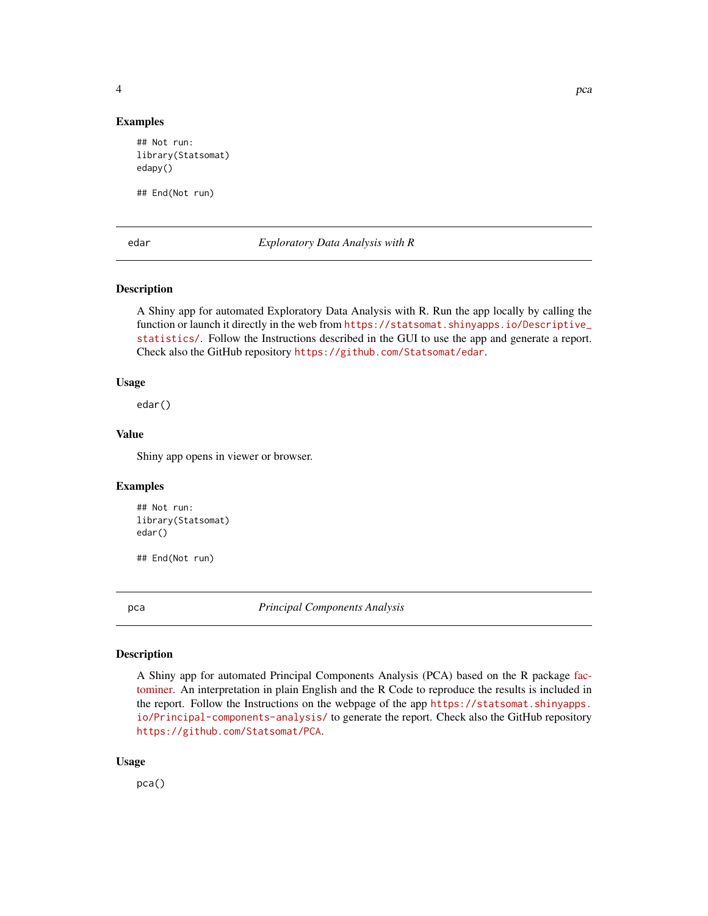## Examples

```
## Not run:
library(Statsomat)
edapy()

## End(Not run)
```

---

## edar — *Exploratory Data Analysis with R*

### Description

A Shiny app for automated Exploratory Data Analysis with R. Run the app locally by calling the function or launch it directly in the web from https://statsomat.shinyapps.io/Descriptive_statistics/. Follow the Instructions described in the GUI to use the app and generate a report. Check also the GitHub repository https://github.com/Statsomat/edar.

### Usage

```
edar()
```

### Value

Shiny app opens in viewer or browser.

### Examples

```
## Not run:
library(Statsomat)
edar()

## End(Not run)
```

---

## pca — *Principal Components Analysis*

### Description

A Shiny app for automated Principal Components Analysis (PCA) based on the R package factominer. An interpretation in plain English and the R Code to reproduce the results is included in the report. Follow the Instructions on the webpage of the app https://statsomat.shinyapps.io/Principal-components-analysis/ to generate the report. Check also the GitHub repository https://github.com/Statsomat/PCA.

### Usage

```
pca()
```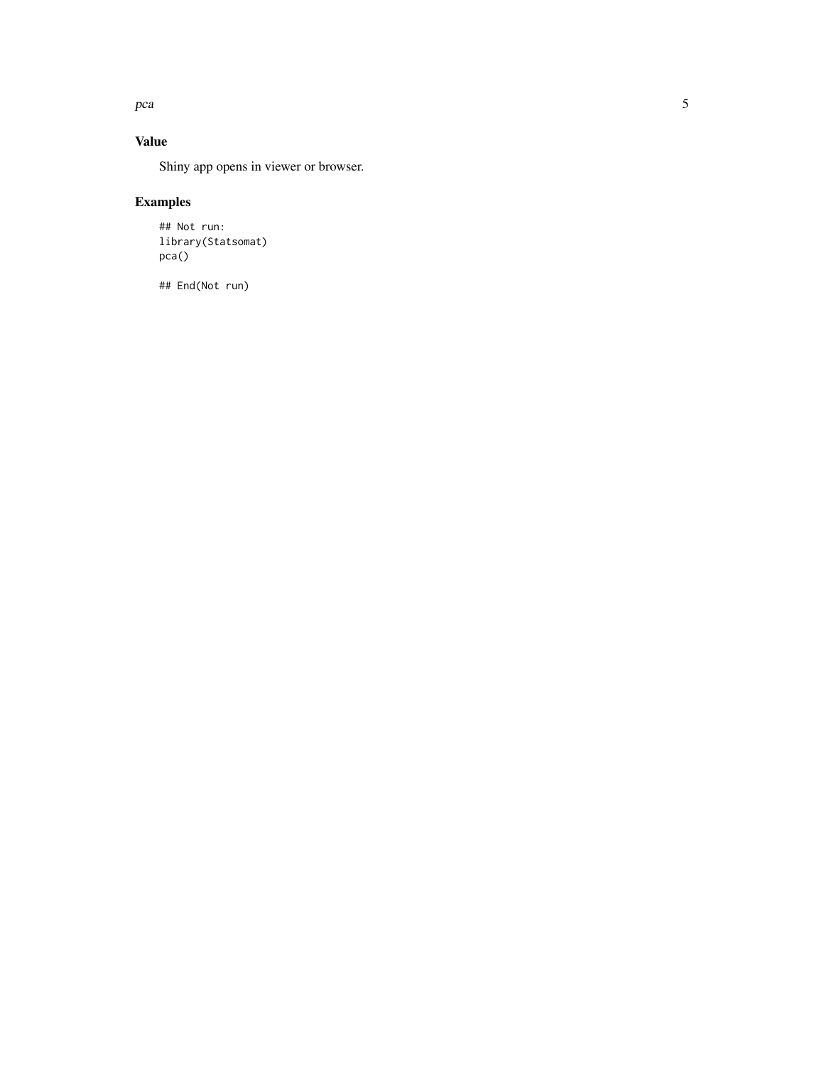## Value

Shiny app opens in viewer or browser.

## Examples

```
## Not run:
library(Statsomat)
pca()

## End(Not run)
```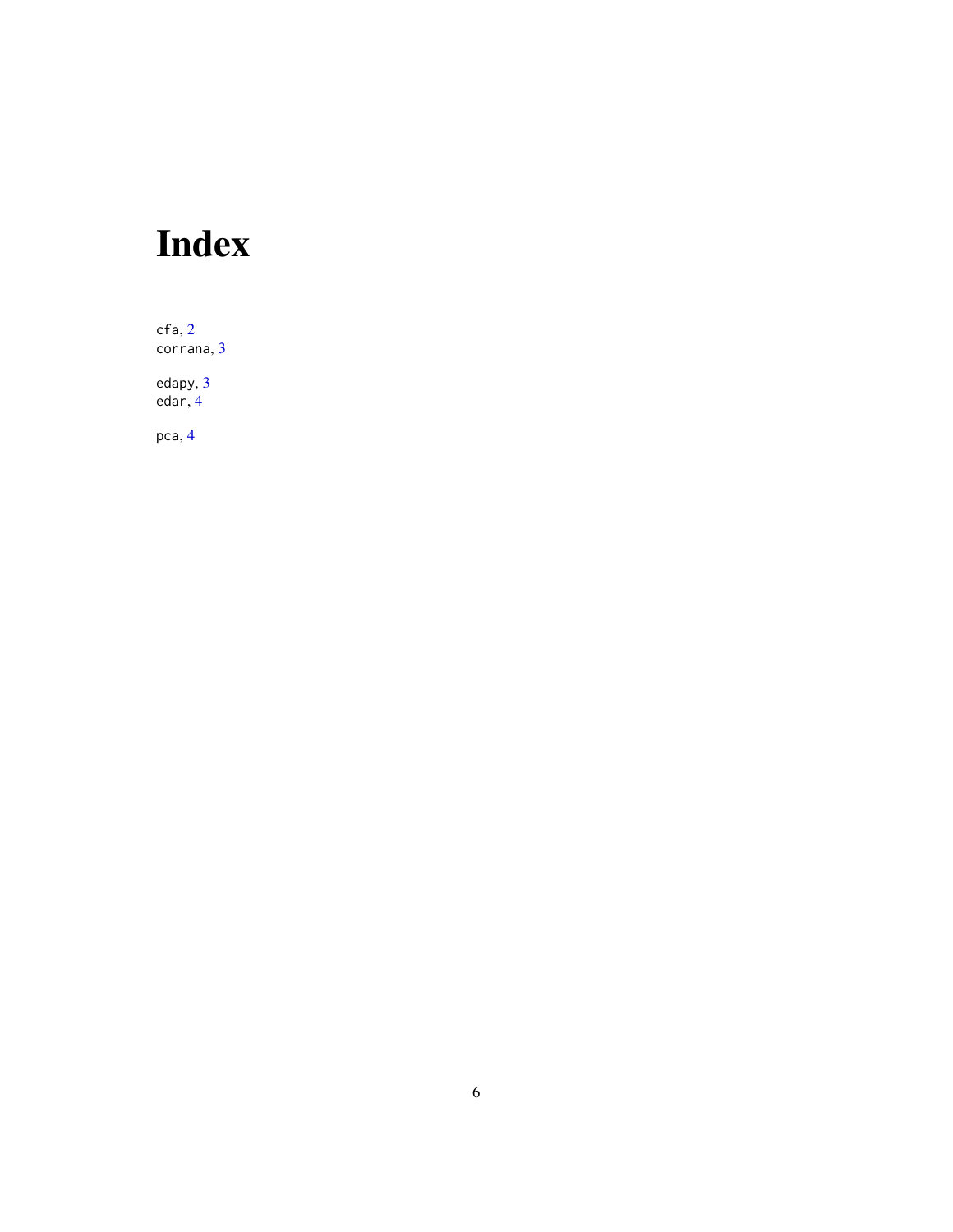# Index

cfa, 2
corrana, 3

edapy, 3
edar, 4

pca, 4